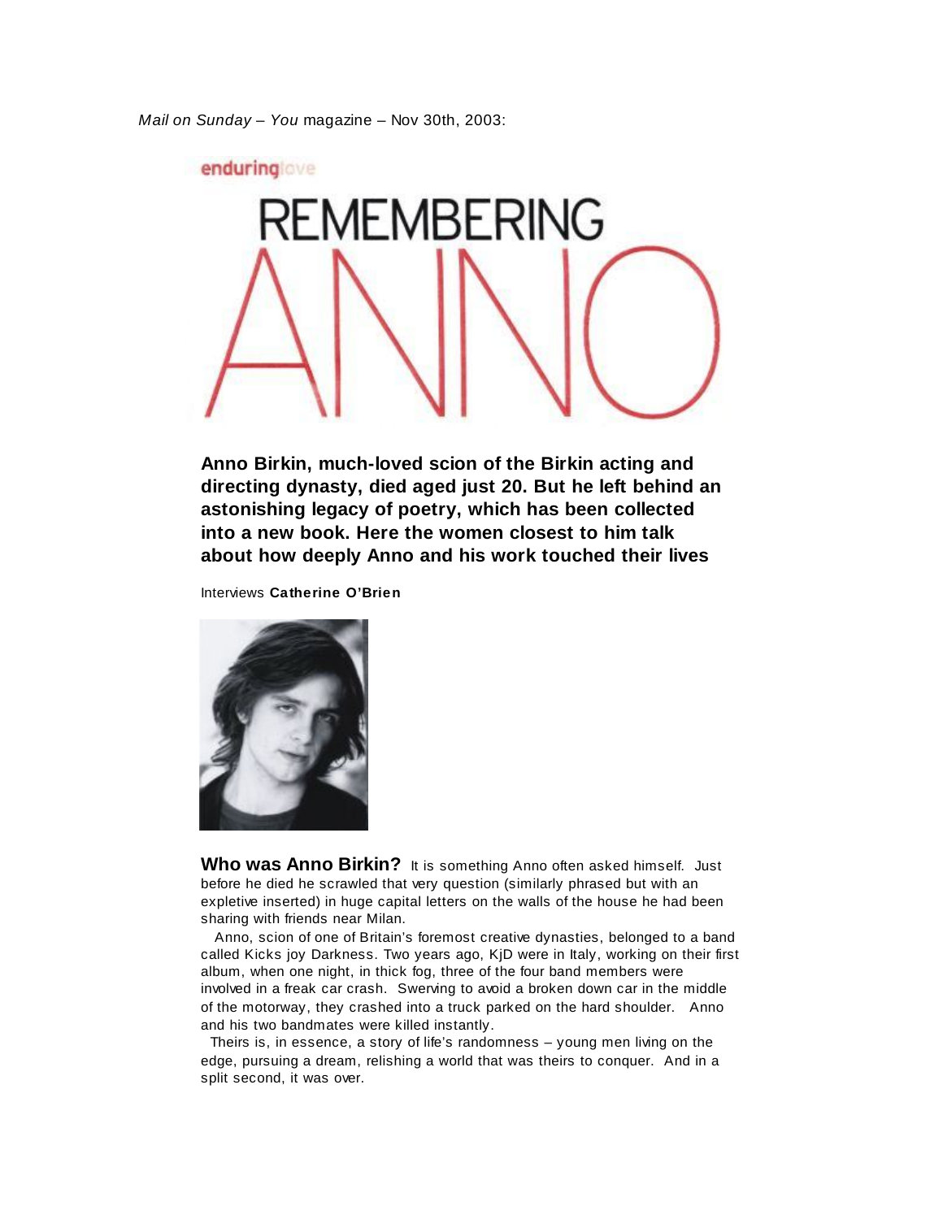*Mail on Sunday* – *You* magazine – Nov 30th, 2003:

enduringlove

# REMEMBERING ANNO

**Anno Birkin, much-loved scion of the Birkin acting and directing dynasty, died aged just 20. But he left behind an astonishing legacy of poetry, which has been collected into a new book. Here the women closest to him talk about how deeply Anno and his work touched their lives**

Interviews **Catherine O'Brien**

**Who was Anno Birkin?** It is something Anno often asked himself. Just before he died he scrawled that very question (similarly phrased but with an expletive inserted) in huge capital letters on the walls of the house he had been sharing with friends near Milan.

Anno, scion of one of Britain's foremost creative dynasties, belonged to a band called Kicks joy Darkness. Two years ago, KjD were in Italy, working on their first album, when one night, in thick fog, three of the four band members were involved in a freak car crash. Swerving to avoid a broken down car in the middle of the motorway, they crashed into a truck parked on the hard shoulder. Anno and his two bandmates were killed instantly.

Theirs is, in essence, a story of life's randomness – young men living on the edge, pursuing a dream, relishing a world that was theirs to conquer. And in a split second, it was over.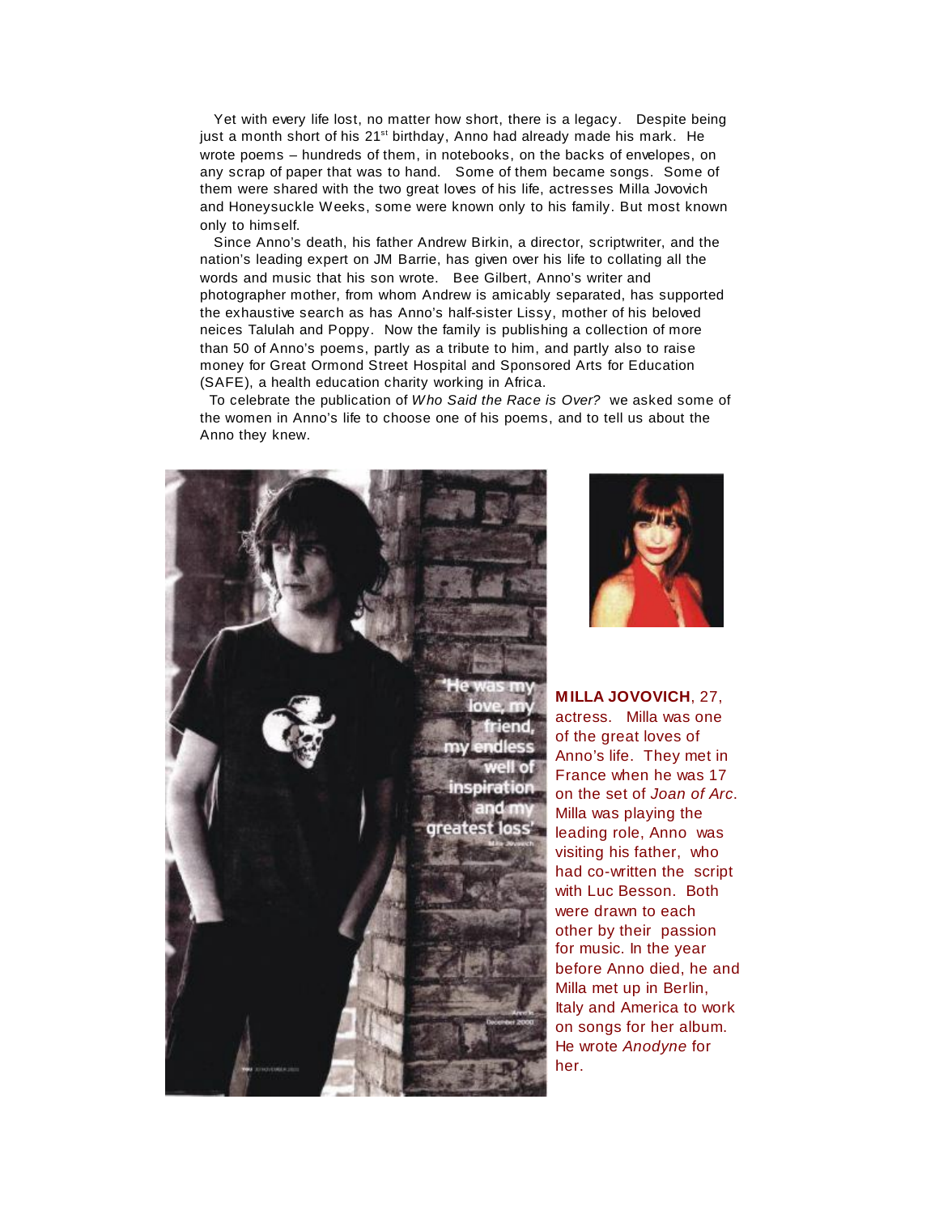Yet with every life lost, no matter how short, there is a legacy. Despite being just a month short of his 21st birthday, Anno had already made his mark. He wrote poems – hundreds of them, in notebooks, on the backs of envelopes, on any scrap of paper that was to hand. Some of them became songs. Some of them were shared with the two great loves of his life, actresses Milla Jovovich and Honeysuckle Weeks, some were known only to his family. But most known only to himself.

Since Anno's death, his father Andrew Birkin, a director, scriptwriter, and the nation's leading expert on JM Barrie, has given over his life to collating all the words and music that his son wrote. Bee Gilbert, Anno's writer and photographer mother, from whom Andrew is amicably separated, has supported the exhaustive search as has Anno's half-sister Lissy, mother of his beloved neices Talulah and Poppy. Now the family is publishing a collection of more than 50 of Anno's poems, partly as a tribute to him, and partly also to raise money for Great Ormond Street Hospital and Sponsored Arts for Education (SAFE), a health education charity working in Africa.

To celebrate the publication of *Who Said the Race is Over?* we asked some of the women in Anno's life to choose one of his poems, and to tell us about the Anno they knew.

'He was my love, my friend, my endless well of inspiration and my greatest loss'
Milla Jovovich

**MILLA JOVOVICH**, 27, actress. Milla was one of the great loves of Anno's life. They met in France when he was 17 on the set of *Joan of Arc*. Milla was playing the leading role, Anno was visiting his father, who had co-written the script with Luc Besson. Both were drawn to each other by their passion for music. In the year before Anno died, he and Milla met up in Berlin, Italy and America to work on songs for her album. He wrote *Anodyne* for her.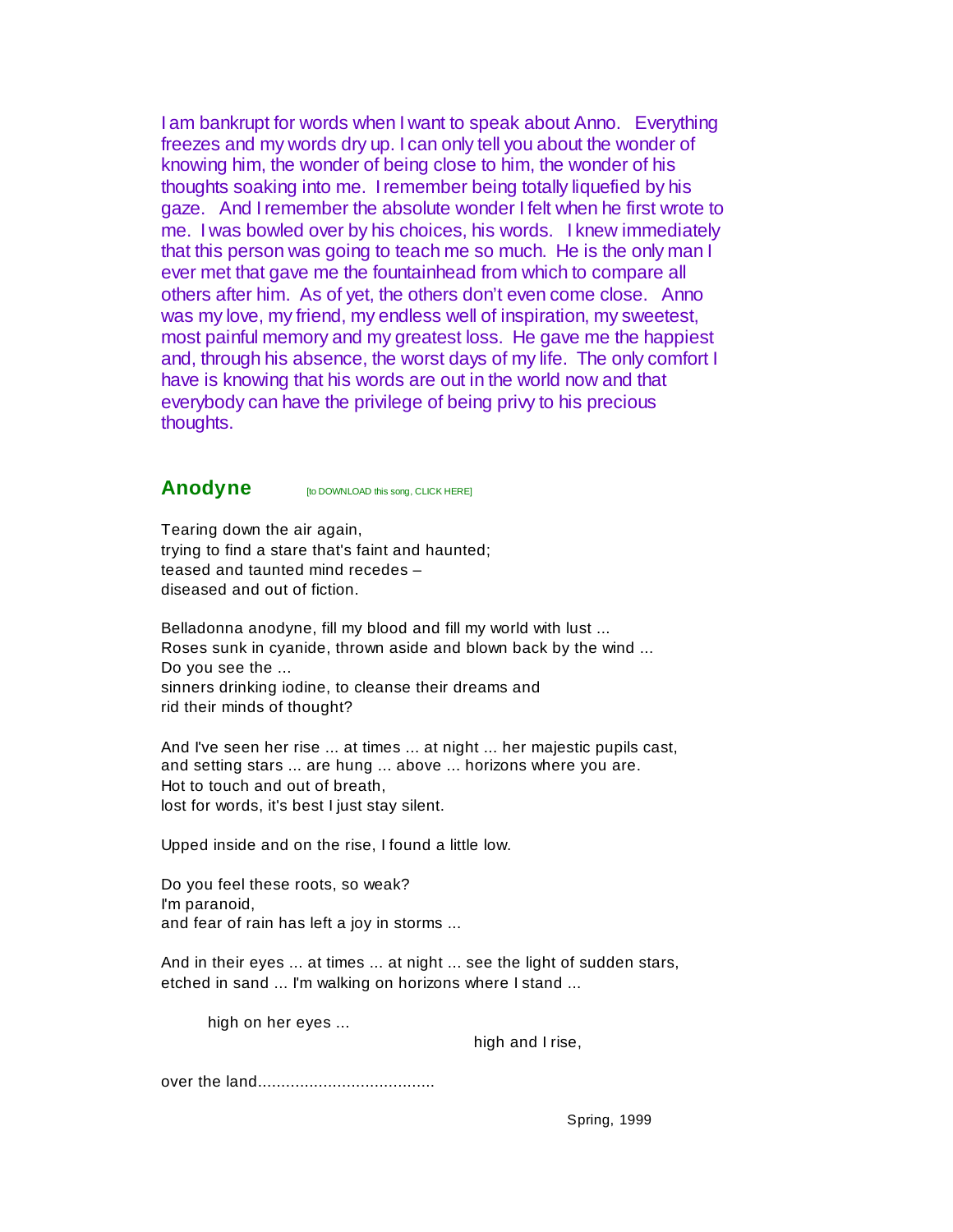I am bankrupt for words when I want to speak about Anno.   Everything freezes and my words dry up. I can only tell you about the wonder of knowing him, the wonder of being close to him, the wonder of his thoughts soaking into me.  I remember being totally liquefied by his gaze.   And I remember the absolute wonder I felt when he first wrote to me.  I was bowled over by his choices, his words.   I knew immediately that this person was going to teach me so much.  He is the only man I ever met that gave me the fountainhead from which to compare all others after him.  As of yet, the others don't even come close.   Anno was my love, my friend, my endless well of inspiration, my sweetest, most painful memory and my greatest loss.  He gave me the happiest and, through his absence, the worst days of my life.  The only comfort I have is knowing that his words are out in the world now and that everybody can have the privilege of being privy to his precious thoughts.

## Anodyne

[to DOWNLOAD this song, CLICK HERE]

Tearing down the air again,  
trying to find a stare that's faint and haunted;  
teased and taunted mind recedes –  
diseased and out of fiction.

Belladonna anodyne, fill my blood and fill my world with lust ...  
Roses sunk in cyanide, thrown aside and blown back by the wind ...  
Do you see the ...  
sinners drinking iodine, to cleanse their dreams and  
rid their minds of thought?

And I've seen her rise ... at times ... at night ... her majestic pupils cast,  
and setting stars ... are hung ... above ... horizons where you are.  
Hot to touch and out of breath,  
lost for words, it's best I just stay silent.

Upped inside and on the rise, I found a little low.

Do you feel these roots, so weak?  
I'm paranoid,  
and fear of rain has left a joy in storms ...

And in their eyes ... at times ... at night ... see the light of sudden stars,  
etched in sand ... I'm walking on horizons where I stand ...

high on her eyes ...

high and I rise,

over the land.....................................

Spring, 1999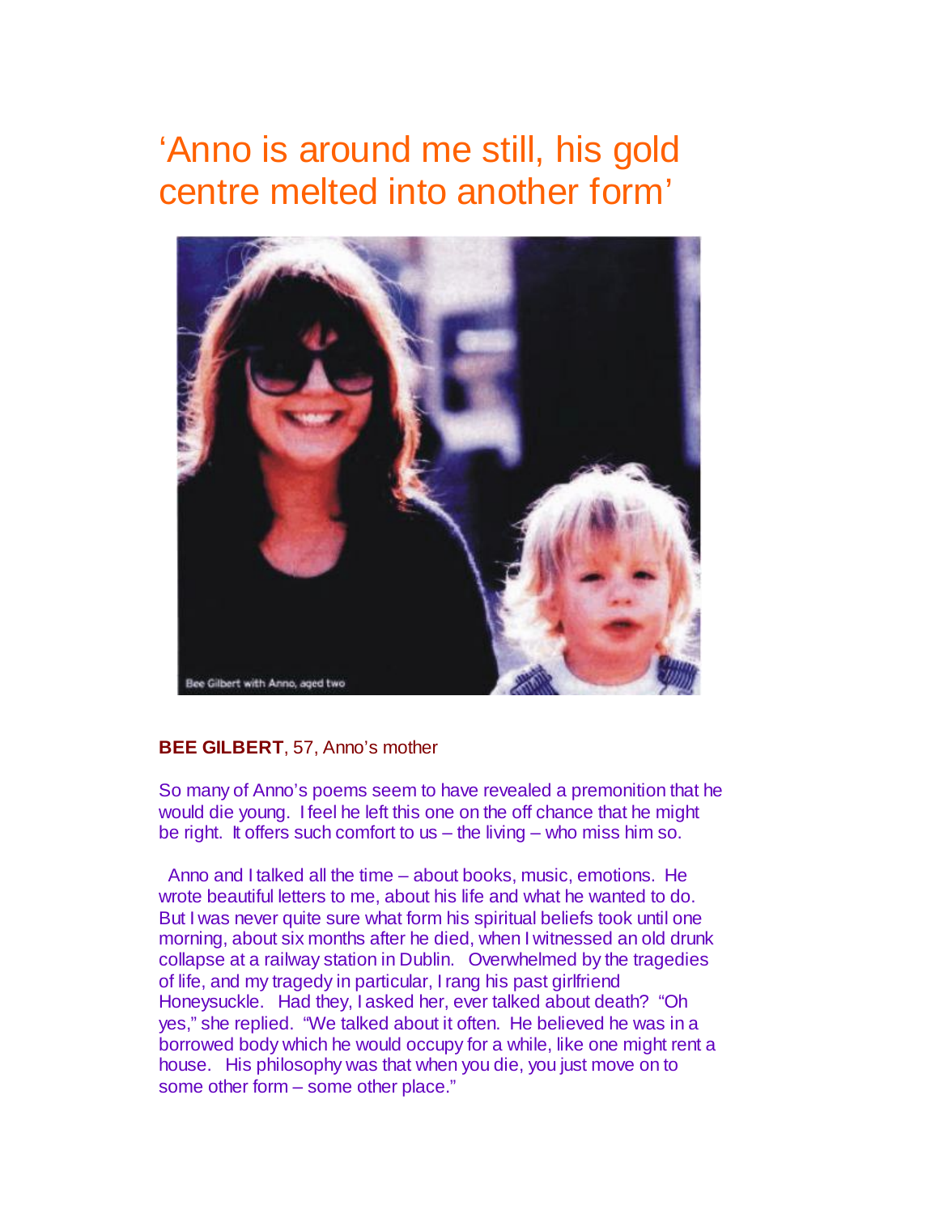# 'Anno is around me still, his gold centre melted into another form'

Bee Gilbert with Anno, aged two

**BEE GILBERT**, 57, Anno's mother

So many of Anno's poems seem to have revealed a premonition that he would die young. I feel he left this one on the off chance that he might be right. It offers such comfort to us – the living – who miss him so.

Anno and I talked all the time – about books, music, emotions. He wrote beautiful letters to me, about his life and what he wanted to do. But I was never quite sure what form his spiritual beliefs took until one morning, about six months after he died, when I witnessed an old drunk collapse at a railway station in Dublin. Overwhelmed by the tragedies of life, and my tragedy in particular, I rang his past girlfriend Honeysuckle. Had they, I asked her, ever talked about death? "Oh yes," she replied. "We talked about it often. He believed he was in a borrowed body which he would occupy for a while, like one might rent a house. His philosophy was that when you die, you just move on to some other form – some other place."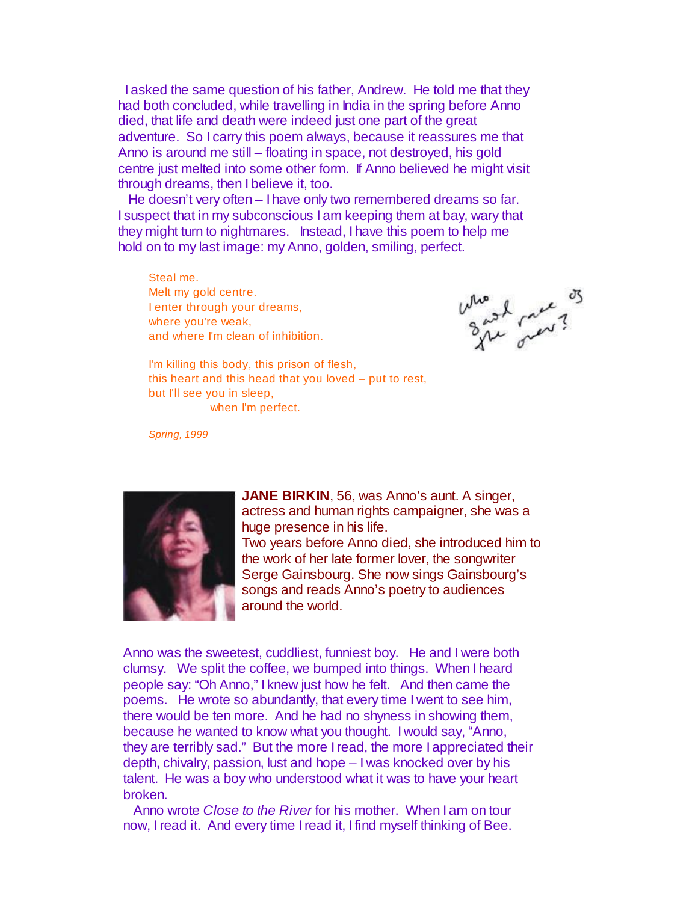I asked the same question of his father, Andrew. He told me that they had both concluded, while travelling in India in the spring before Anno died, that life and death were indeed just one part of the great adventure. So I carry this poem always, because it reassures me that Anno is around me still – floating in space, not destroyed, his gold centre just melted into some other form. If Anno believed he might visit through dreams, then I believe it, too.

He doesn't very often – I have only two remembered dreams so far. I suspect that in my subconscious I am keeping them at bay, wary that they might turn to nightmares. Instead, I have this poem to help me hold on to my last image: my Anno, golden, smiling, perfect.

Steal me.
Melt my gold centre.
I enter through your dreams,
where you're weak,
and where I'm clean of inhibition.

I'm killing this body, this prison of flesh,
this heart and this head that you loved – put to rest,
but I'll see you in sleep,
when I'm perfect.

*Spring, 1999*

who said race of the over?

**JANE BIRKIN**, 56, was Anno's aunt. A singer, actress and human rights campaigner, she was a huge presence in his life.
Two years before Anno died, she introduced him to the work of her late former lover, the songwriter Serge Gainsbourg. She now sings Gainsbourg's songs and reads Anno's poetry to audiences around the world.

Anno was the sweetest, cuddliest, funniest boy. He and I were both clumsy. We split the coffee, we bumped into things. When I heard people say: "Oh Anno," I knew just how he felt. And then came the poems. He wrote so abundantly, that every time I went to see him, there would be ten more. And he had no shyness in showing them, because he wanted to know what you thought. I would say, "Anno, they are terribly sad." But the more I read, the more I appreciated their depth, chivalry, passion, lust and hope – I was knocked over by his talent. He was a boy who understood what it was to have your heart broken.

Anno wrote *Close to the River* for his mother. When I am on tour now, I read it. And every time I read it, I find myself thinking of Bee.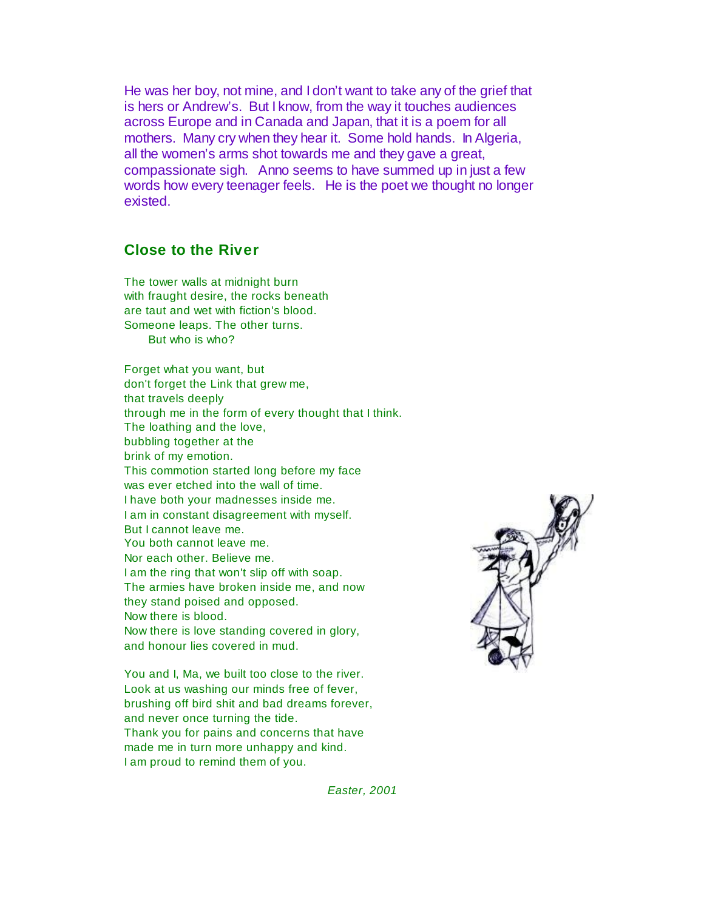He was her boy, not mine, and I don't want to take any of the grief that is hers or Andrew's. But I know, from the way it touches audiences across Europe and in Canada and Japan, that it is a poem for all mothers. Many cry when they hear it. Some hold hands. In Algeria, all the women's arms shot towards me and they gave a great, compassionate sigh. Anno seems to have summed up in just a few words how every teenager feels. He is the poet we thought no longer existed.

## Close to the River

The tower walls at midnight burn  
with fraught desire, the rocks beneath  
are taut and wet with fiction's blood.  
Someone leaps. The other turns.  
      But who is who?

Forget what you want, but  
don't forget the Link that grew me,  
that travels deeply  
through me in the form of every thought that I think.  
The loathing and the love,  
bubbling together at the  
brink of my emotion.  
This commotion started long before my face  
was ever etched into the wall of time.  
I have both your madnesses inside me.  
I am in constant disagreement with myself.  
But I cannot leave me.  
You both cannot leave me.  
Nor each other. Believe me.  
I am the ring that won't slip off with soap.  
The armies have broken inside me, and now  
they stand poised and opposed.  
Now there is blood.  
Now there is love standing covered in glory,  
and honour lies covered in mud.

You and I, Ma, we built too close to the river.  
Look at us washing our minds free of fever,  
brushing off bird shit and bad dreams forever,  
and never once turning the tide.  
Thank you for pains and concerns that have  
made me in turn more unhappy and kind.  
I am proud to remind them of you.

*Easter, 2001*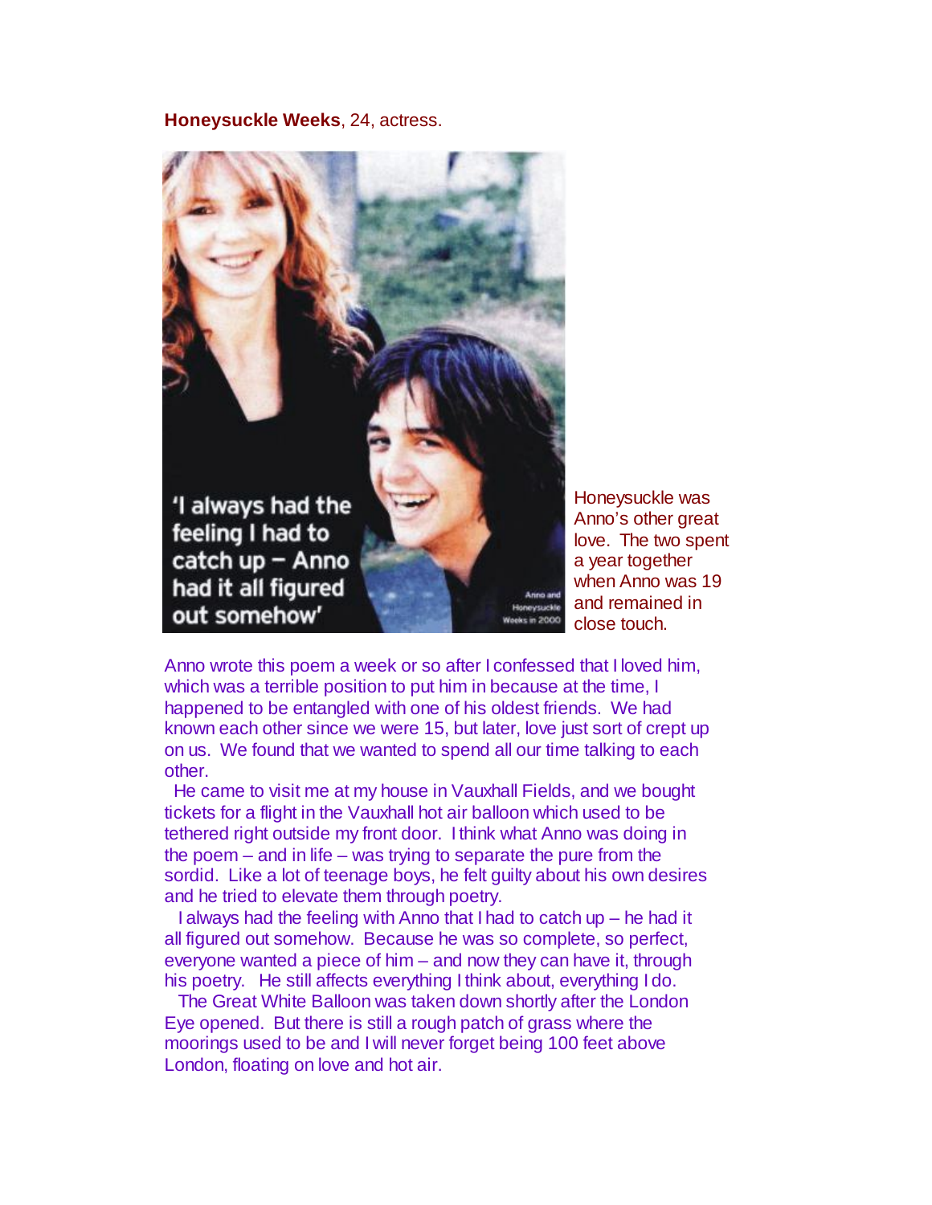**Honeysuckle Weeks**, 24, actress.

'I always had the feeling I had to catch up – Anno had it all figured out somehow'

Anno and Honeysuckle Weeks in 2000

Honeysuckle was Anno's other great love. The two spent a year together when Anno was 19 and remained in close touch.

Anno wrote this poem a week or so after I confessed that I loved him, which was a terrible position to put him in because at the time, I happened to be entangled with one of his oldest friends. We had known each other since we were 15, but later, love just sort of crept up on us. We found that we wanted to spend all our time talking to each other.

He came to visit me at my house in Vauxhall Fields, and we bought tickets for a flight in the Vauxhall hot air balloon which used to be tethered right outside my front door. I think what Anno was doing in the poem – and in life – was trying to separate the pure from the sordid. Like a lot of teenage boys, he felt guilty about his own desires and he tried to elevate them through poetry.

I always had the feeling with Anno that I had to catch up – he had it all figured out somehow. Because he was so complete, so perfect, everyone wanted a piece of him – and now they can have it, through his poetry. He still affects everything I think about, everything I do.

The Great White Balloon was taken down shortly after the London Eye opened. But there is still a rough patch of grass where the moorings used to be and I will never forget being 100 feet above London, floating on love and hot air.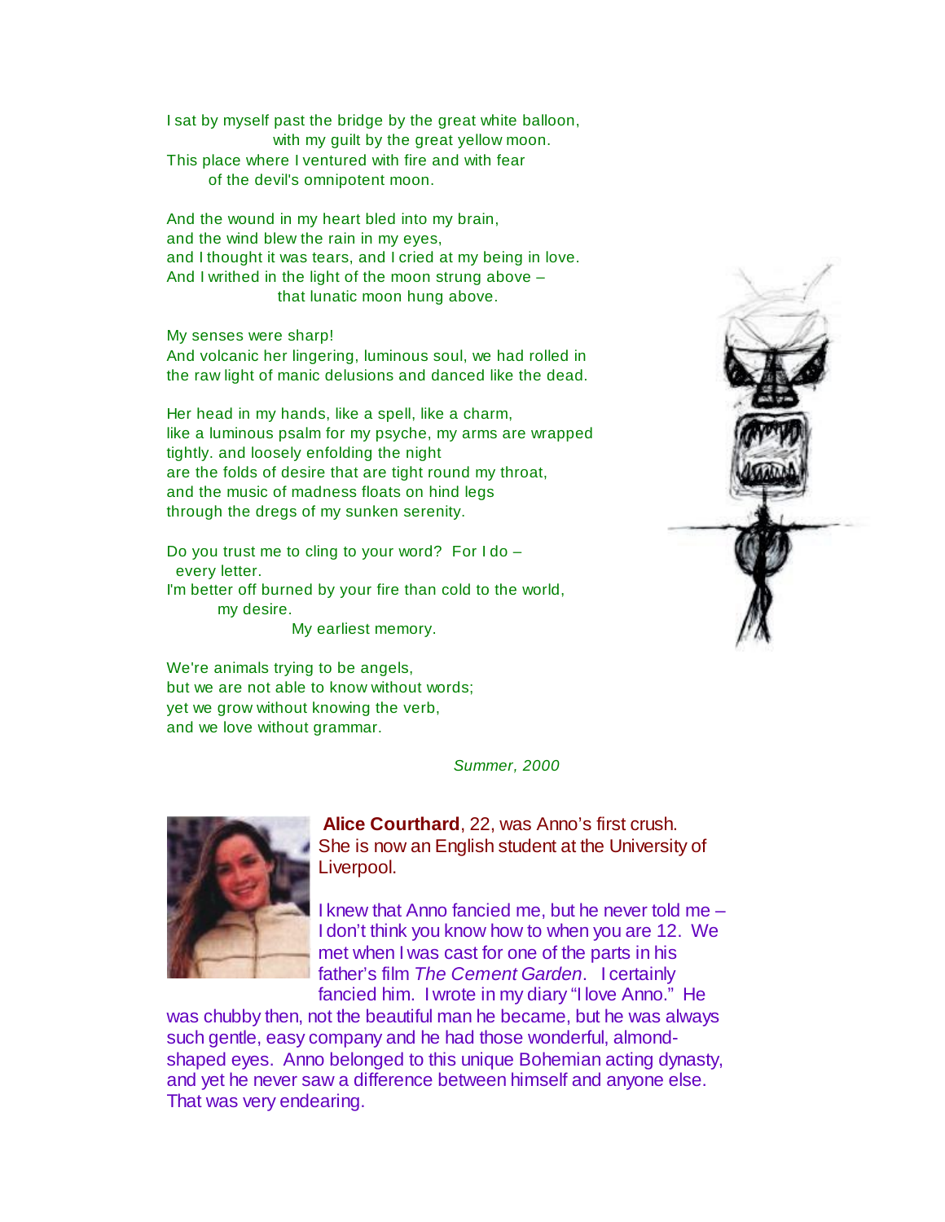I sat by myself past the bridge by the great white balloon,
with my guilt by the great yellow moon.
This place where I ventured with fire and with fear
of the devil's omnipotent moon.

And the wound in my heart bled into my brain,
and the wind blew the rain in my eyes,
and I thought it was tears, and I cried at my being in love.
And I writhed in the light of the moon strung above –
that lunatic moon hung above.

My senses were sharp!
And volcanic her lingering, luminous soul, we had rolled in
the raw light of manic delusions and danced like the dead.

Her head in my hands, like a spell, like a charm,
like a luminous psalm for my psyche, my arms are wrapped
tightly. and loosely enfolding the night
are the folds of desire that are tight round my throat,
and the music of madness floats on hind legs
through the dregs of my sunken serenity.

Do you trust me to cling to your word? For I do –
every letter.
I'm better off burned by your fire than cold to the world,
my desire.
My earliest memory.

We're animals trying to be angels,
but we are not able to know without words;
yet we grow without knowing the verb,
and we love without grammar.

*Summer, 2000*

**Alice Courthard**, 22, was Anno's first crush. She is now an English student at the University of Liverpool.

I knew that Anno fancied me, but he never told me – I don't think you know how to when you are 12. We met when I was cast for one of the parts in his father's film *The Cement Garden*. I certainly fancied him. I wrote in my diary "I love Anno." He was chubby then, not the beautiful man he became, but he was always such gentle, easy company and he had those wonderful, almond-shaped eyes. Anno belonged to this unique Bohemian acting dynasty, and yet he never saw a difference between himself and anyone else. That was very endearing.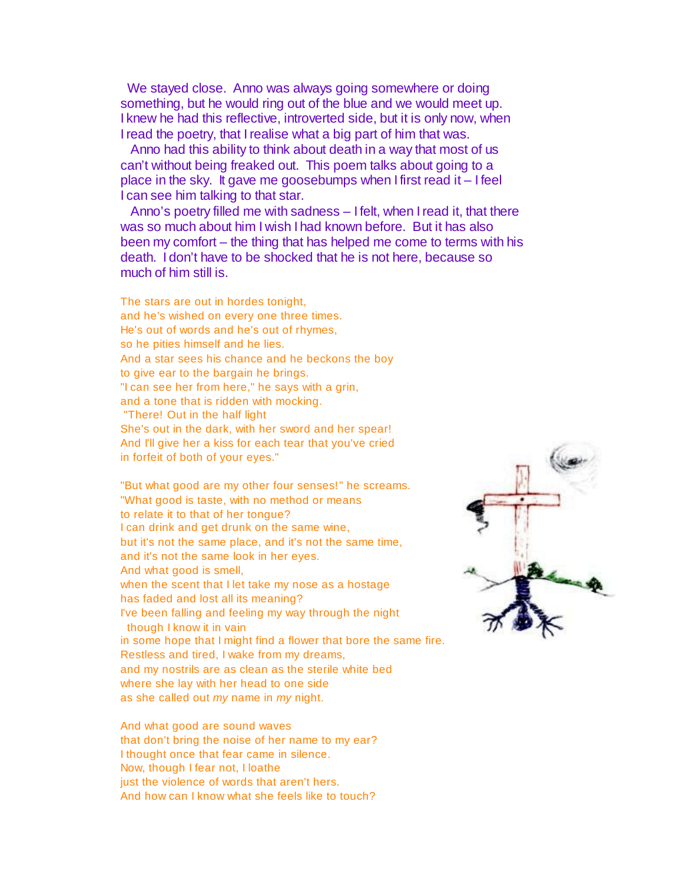We stayed close. Anno was always going somewhere or doing something, but he would ring out of the blue and we would meet up. I knew he had this reflective, introverted side, but it is only now, when I read the poetry, that I realise what a big part of him that was.

Anno had this ability to think about death in a way that most of us can't without being freaked out. This poem talks about going to a place in the sky. It gave me goosebumps when I first read it – I feel I can see him talking to that star.

Anno's poetry filled me with sadness – I felt, when I read it, that there was so much about him I wish I had known before. But it has also been my comfort – the thing that has helped me come to terms with his death. I don't have to be shocked that he is not here, because so much of him still is.

The stars are out in hordes tonight,
and he's wished on every one three times.
He's out of words and he's out of rhymes,
so he pities himself and he lies.
And a star sees his chance and he beckons the boy
to give ear to the bargain he brings.
"I can see her from here," he says with a grin,
and a tone that is ridden with mocking.
"There! Out in the half light
She's out in the dark, with her sword and her spear!
And I'll give her a kiss for each tear that you've cried
in forfeit of both of your eyes."

"But what good are my other four senses!" he screams.
"What good is taste, with no method or means
to relate it to that of her tongue?
I can drink and get drunk on the same wine,
but it's not the same place, and it's not the same time,
and it's not the same look in her eyes.
And what good is smell,
when the scent that I let take my nose as a hostage
has faded and lost all its meaning?
I've been falling and feeling my way through the night
though I know it in vain
in some hope that I might find a flower that bore the same fire.
Restless and tired, I wake from my dreams,
and my nostrils are as clean as the sterile white bed
where she lay with her head to one side
as she called out *my* name in *my* night.

And what good are sound waves
that don't bring the noise of her name to my ear?
I thought once that fear came in silence.
Now, though I fear not, I loathe
just the violence of words that aren't hers.
And how can I know what she feels like to touch?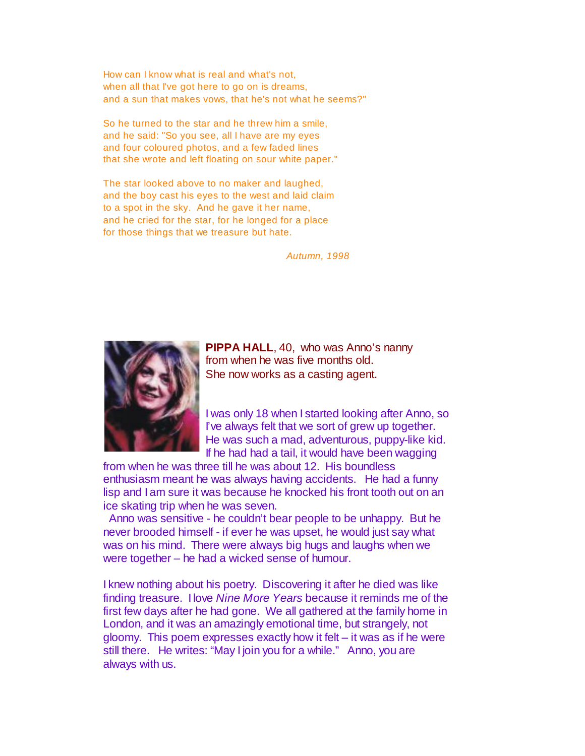How can I know what is real and what's not,
when all that I've got here to go on is dreams,
and a sun that makes vows, that he's not what he seems?"

So he turned to the star and he threw him a smile,
and he said: "So you see, all I have are my eyes
and four coloured photos, and a few faded lines
that she wrote and left floating on sour white paper."

The star looked above to no maker and laughed,
and the boy cast his eyes to the west and laid claim
to a spot in the sky. And he gave it her name,
and he cried for the star, for he longed for a place
for those things that we treasure but hate.

*Autumn, 1998*

**PIPPA HALL**, 40, who was Anno's nanny from when he was five months old. She now works as a casting agent.

I was only 18 when I started looking after Anno, so I've always felt that we sort of grew up together. He was such a mad, adventurous, puppy-like kid. If he had had a tail, it would have been wagging from when he was three till he was about 12. His boundless enthusiasm meant he was always having accidents. He had a funny lisp and I am sure it was because he knocked his front tooth out on an ice skating trip when he was seven.

Anno was sensitive - he couldn't bear people to be unhappy. But he never brooded himself - if ever he was upset, he would just say what was on his mind. There were always big hugs and laughs when we were together – he had a wicked sense of humour.

I knew nothing about his poetry. Discovering it after he died was like finding treasure. I love *Nine More Years* because it reminds me of the first few days after he had gone. We all gathered at the family home in London, and it was an amazingly emotional time, but strangely, not gloomy. This poem expresses exactly how it felt – it was as if he were still there. He writes: "May I join you for a while." Anno, you are always with us.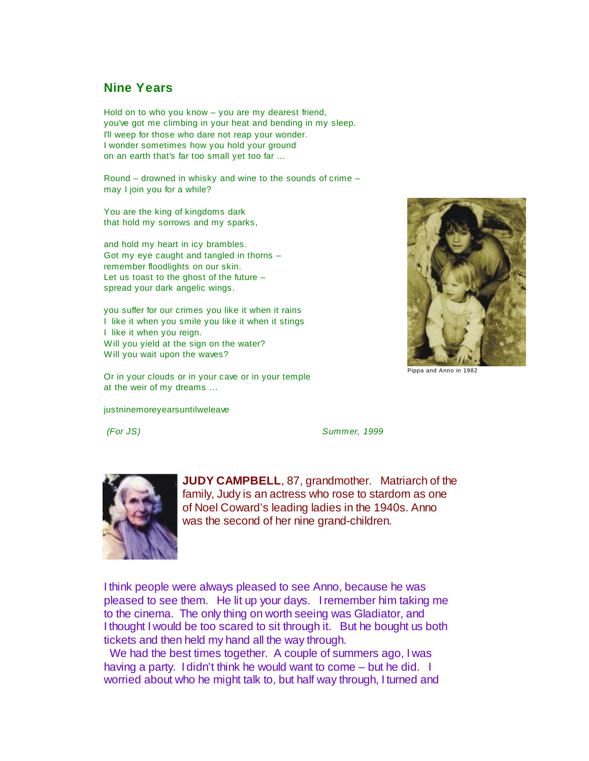## Nine Years

Hold on to who you know – you are my dearest friend,
you've got me climbing in your heat and bending in my sleep.
I'll weep for those who dare not reap your wonder.
I wonder sometimes how you hold your ground
on an earth that's far too small yet too far …

Round – drowned in whisky and wine to the sounds of crime –
may I join you for a while?

You are the king of kingdoms dark
that hold my sorrows and my sparks,

and hold my heart in icy brambles.
Got my eye caught and tangled in thorns –
remember floodlights on our skin.
Let us toast to the ghost of the future –
spread your dark angelic wings.

you suffer for our crimes you like it when it rains
I like it when you smile you like it when it stings
I like it when you reign.
Will you yield at the sign on the water?
Will you wait upon the waves?

Or in your clouds or in your cave or in your temple
at the weir of my dreams …

justninemoreyearsuntilweleave

*(For JS)* *Summer, 1999*

Pippa and Anno in 1982

**JUDY CAMPBELL**, 87, grandmother. Matriarch of the family, Judy is an actress who rose to stardom as one of Noel Coward's leading ladies in the 1940s. Anno was the second of her nine grand-children.

I think people were always pleased to see Anno, because he was pleased to see them. He lit up your days. I remember him taking me to the cinema. The only thing on worth seeing was Gladiator, and I thought I would be too scared to sit through it. But he bought us both tickets and then held my hand all the way through.

We had the best times together. A couple of summers ago, I was having a party. I didn't think he would want to come – but he did. I worried about who he might talk to, but half way through, I turned and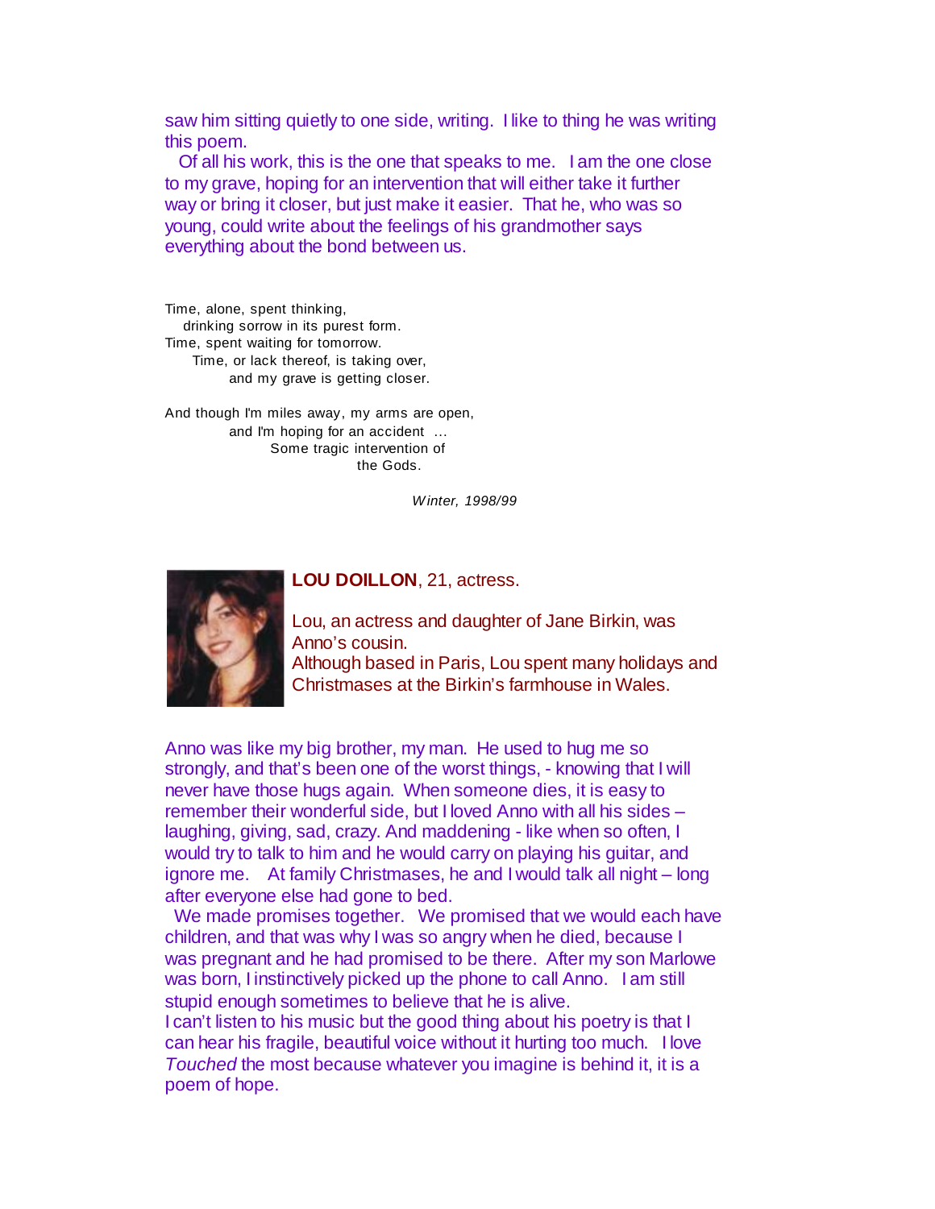saw him sitting quietly to one side, writing. I like to thing he was writing this poem.

Of all his work, this is the one that speaks to me. I am the one close to my grave, hoping for an intervention that will either take it further way or bring it closer, but just make it easier. That he, who was so young, could write about the feelings of his grandmother says everything about the bond between us.

Time, alone, spent thinking,
drinking sorrow in its purest form.
Time, spent waiting for tomorrow.
Time, or lack thereof, is taking over,
and my grave is getting closer.

And though I'm miles away, my arms are open,
and I'm hoping for an accident ...
Some tragic intervention of
the Gods.

*Winter, 1998/99*

**LOU DOILLON**, 21, actress.

Lou, an actress and daughter of Jane Birkin, was Anno's cousin.
Although based in Paris, Lou spent many holidays and Christmases at the Birkin's farmhouse in Wales.

Anno was like my big brother, my man. He used to hug me so strongly, and that's been one of the worst things, - knowing that I will never have those hugs again. When someone dies, it is easy to remember their wonderful side, but I loved Anno with all his sides – laughing, giving, sad, crazy. And maddening - like when so often, I would try to talk to him and he would carry on playing his guitar, and ignore me. At family Christmases, he and I would talk all night – long after everyone else had gone to bed.

We made promises together. We promised that we would each have children, and that was why I was so angry when he died, because I was pregnant and he had promised to be there. After my son Marlowe was born, I instinctively picked up the phone to call Anno. I am still stupid enough sometimes to believe that he is alive.

I can't listen to his music but the good thing about his poetry is that I can hear his fragile, beautiful voice without it hurting too much. I love *Touched* the most because whatever you imagine is behind it, it is a poem of hope.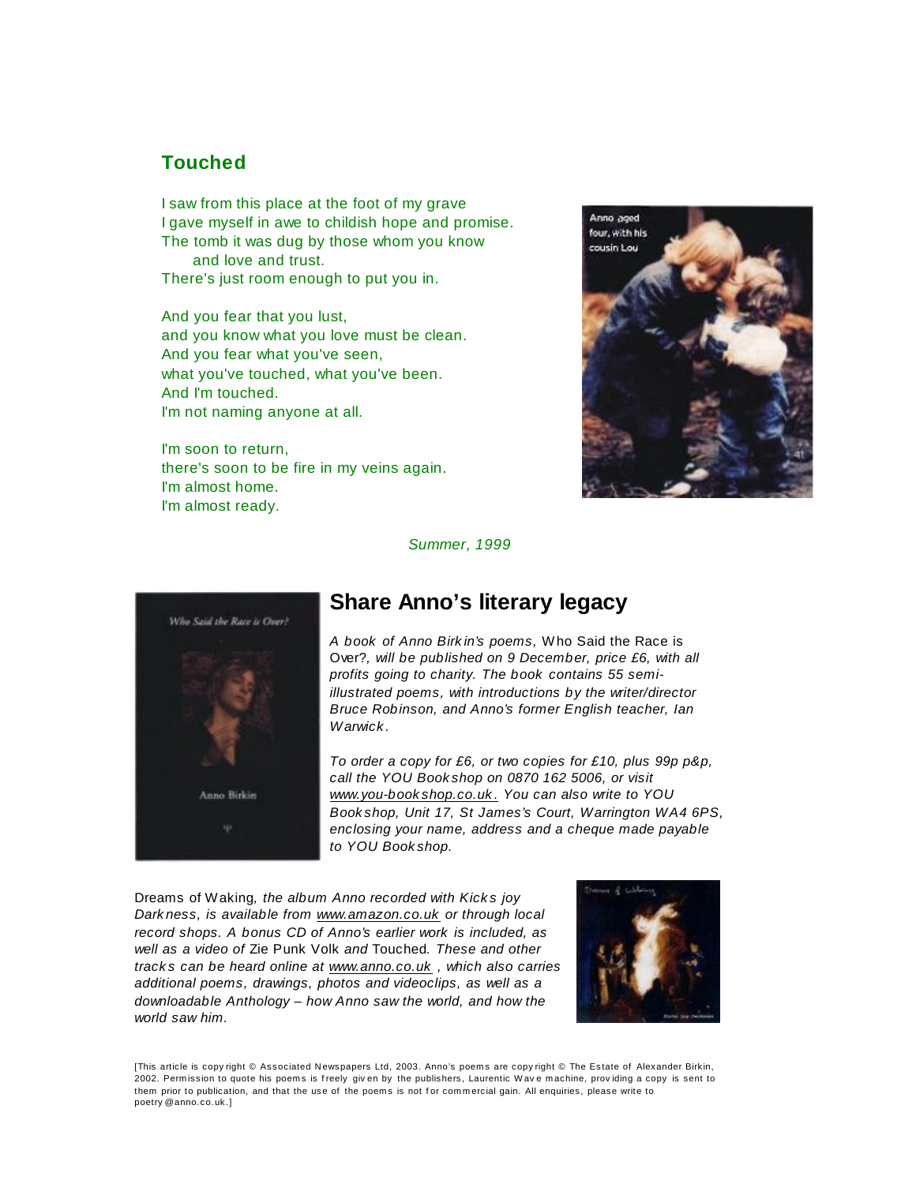## Touched

I saw from this place at the foot of my grave
I gave myself in awe to childish hope and promise.
The tomb it was dug by those whom you know
 and love and trust.
There's just room enough to put you in.

And you fear that you lust,
and you know what you love must be clean.
And you fear what you've seen,
what you've touched, what you've been.
And I'm touched.
I'm not naming anyone at all.

I'm soon to return,
there's soon to be fire in my veins again.
I'm almost home.
I'm almost ready.

*Summer, 1999*

Anno aged four, with his cousin Lou

## Share Anno's literary legacy

*A book of Anno Birkin's poems,* Who Said the Race is Over?*, will be published on 9 December, price £6, with all profits going to charity. The book contains 55 semi-illustrated poems, with introductions by the writer/director Bruce Robinson, and Anno's former English teacher, Ian Warwick.*

*To order a copy for £6, or two copies for £10, plus 99p p&p, call the YOU Bookshop on 0870 162 5006, or visit www.you-bookshop.co.uk. You can also write to YOU Bookshop, Unit 17, St James's Court, Warrington WA4 6PS, enclosing your name, address and a cheque made payable to YOU Bookshop.*

Dreams of Waking*, the album Anno recorded with Kicks joy Darkness, is available from www.amazon.co.uk or through local record shops. A bonus CD of Anno's earlier work is included, as well as a video of* Zie Punk Volk *and* Touched*. These and other tracks can be heard online at www.anno.co.uk, which also carries additional poems, drawings, photos and videoclips, as well as a downloadable Anthology – how Anno saw the world, and how the world saw him.*

[This article is copyright © Associated Newspapers Ltd, 2003. Anno's poems are copyright © The Estate of Alexander Birkin, 2002. Permission to quote his poems is freely given by the publishers, Laurentic Wave machine, providing a copy is sent to them prior to publication, and that the use of the poems is not for commercial gain. All enquiries, please write to poetry@anno.co.uk.]